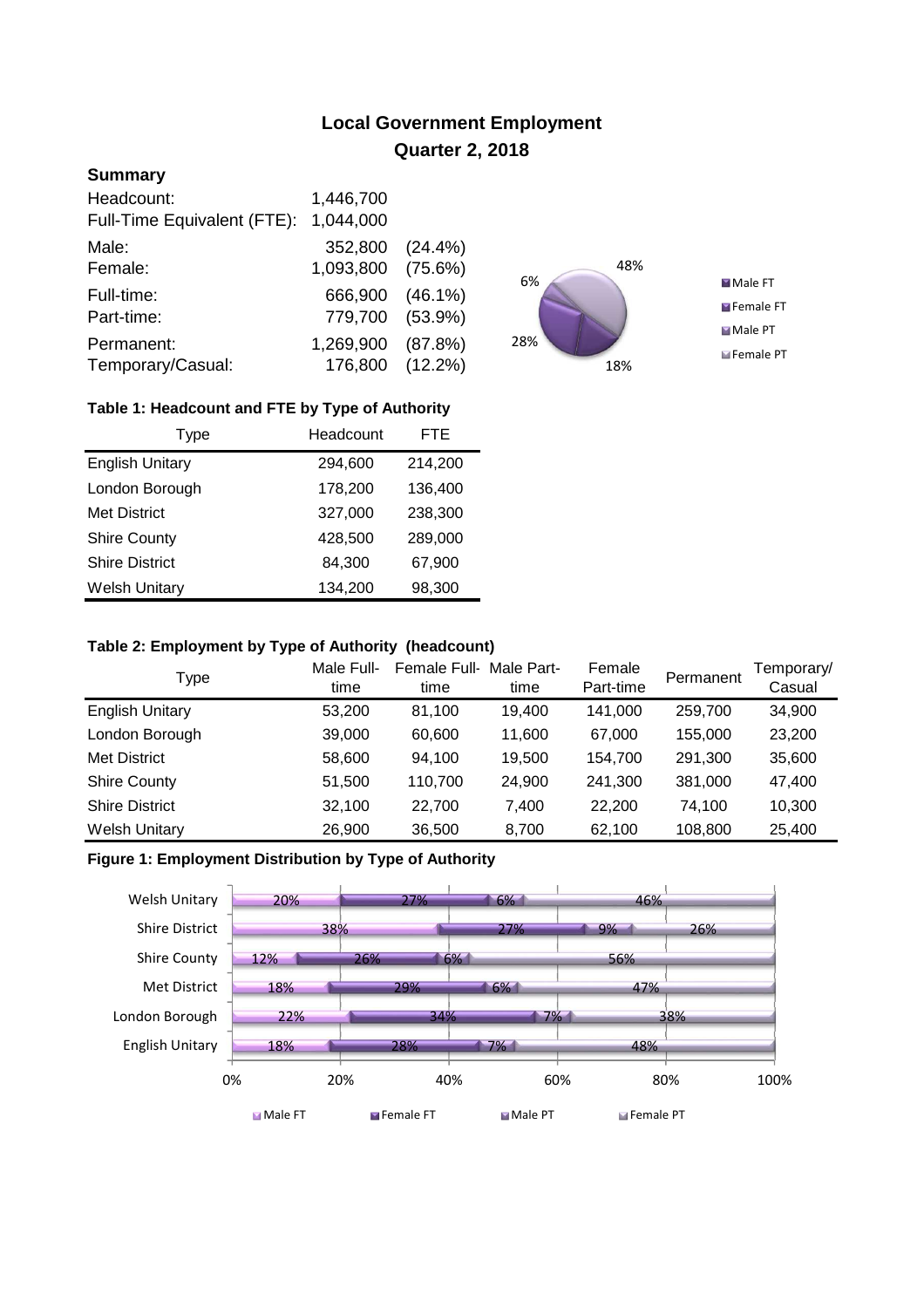# Local Government Employment

## Quarter 2, 2018

### Summary

| | | |
|---|---|---|
| Headcount: | 1,446,700 | |
| Full-Time Equivalent (FTE): | 1,044,000 | |
| Male: | 352,800 | (24.4%) |
| Female: | 1,093,800 | (75.6%) |
| Full-time: | 666,900 | (46.1%) |
| Part-time: | 779,700 | (53.9%) |
| Permanent: | 1,269,900 | (87.8%) |
| Temporary/Casual: | 176,800 | (12.2%) |

6% 48% 28% 18%

Male FT Female FT Male PT Female PT

**Table 1: Headcount and FTE by Type of Authority**

| Type | Headcount | FTE |
|---|---|---|
| English Unitary | 294,600 | 214,200 |
| London Borough | 178,200 | 136,400 |
| Met District | 327,000 | 238,300 |
| Shire County | 428,500 | 289,000 |
| Shire District | 84,300 | 67,900 |
| Welsh Unitary | 134,200 | 98,300 |

**Table 2: Employment by Type of Authority (headcount)**

| Type | Male Full-time | Female Full-time | Male Part-time | Female Part-time | Permanent | Temporary/ Casual |
|---|---|---|---|---|---|---|
| English Unitary | 53,200 | 81,100 | 19,400 | 141,000 | 259,700 | 34,900 |
| London Borough | 39,000 | 60,600 | 11,600 | 67,000 | 155,000 | 23,200 |
| Met District | 58,600 | 94,100 | 19,500 | 154,700 | 291,300 | 35,600 |
| Shire County | 51,500 | 110,700 | 24,900 | 241,300 | 381,000 | 47,400 |
| Shire District | 32,100 | 22,700 | 7,400 | 22,200 | 74,100 | 10,300 |
| Welsh Unitary | 26,900 | 36,500 | 8,700 | 62,100 | 108,800 | 25,400 |

**Figure 1: Employment Distribution by Type of Authority**

| Type | Male FT | Female FT | Male PT | Female PT |
|---|---|---|---|---|
| Welsh Unitary | 20% | 27% | 6% | 46% |
| Shire District | 38% | 27% | 9% | 26% |
| Shire County | 12% | 26% | 6% | 56% |
| Met District | 18% | 29% | 6% | 47% |
| London Borough | 22% | 34% | 7% | 38% |
| English Unitary | 18% | 28% | 7% | 48% |

0% 20% 40% 60% 80% 100%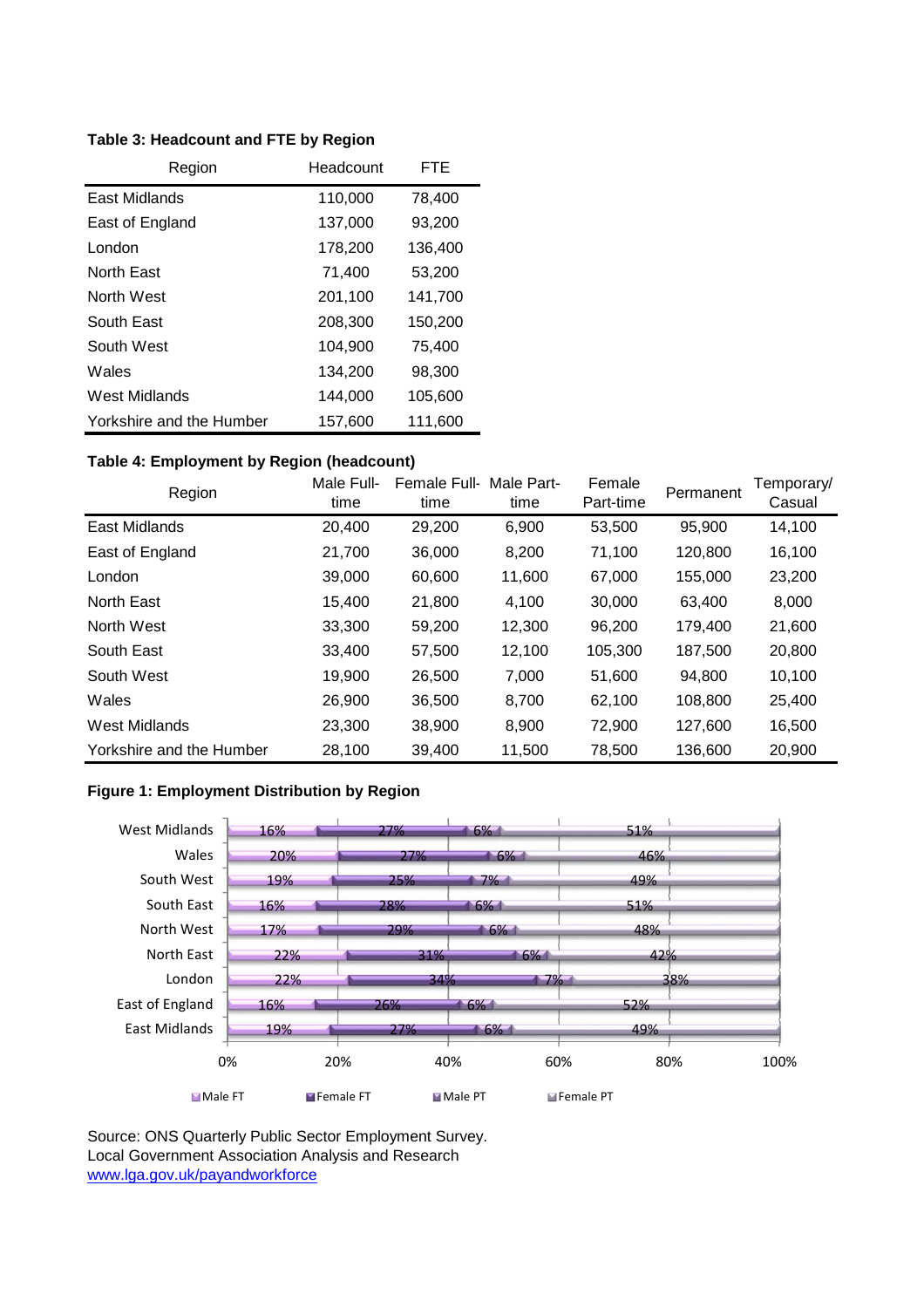**Table 3: Headcount and FTE by Region**

| Region | Headcount | FTE |
|---|---|---|
| East Midlands | 110,000 | 78,400 |
| East of England | 137,000 | 93,200 |
| London | 178,200 | 136,400 |
| North East | 71,400 | 53,200 |
| North West | 201,100 | 141,700 |
| South East | 208,300 | 150,200 |
| South West | 104,900 | 75,400 |
| Wales | 134,200 | 98,300 |
| West Midlands | 144,000 | 105,600 |
| Yorkshire and the Humber | 157,600 | 111,600 |

**Table 4: Employment by Region (headcount)**

| Region | Male Full-time | Female Full-time | Male Part-time | Female Part-time | Permanent | Temporary/ Casual |
|---|---|---|---|---|---|---|
| East Midlands | 20,400 | 29,200 | 6,900 | 53,500 | 95,900 | 14,100 |
| East of England | 21,700 | 36,000 | 8,200 | 71,100 | 120,800 | 16,100 |
| London | 39,000 | 60,600 | 11,600 | 67,000 | 155,000 | 23,200 |
| North East | 15,400 | 21,800 | 4,100 | 30,000 | 63,400 | 8,000 |
| North West | 33,300 | 59,200 | 12,300 | 96,200 | 179,400 | 21,600 |
| South East | 33,400 | 57,500 | 12,100 | 105,300 | 187,500 | 20,800 |
| South West | 19,900 | 26,500 | 7,000 | 51,600 | 94,800 | 10,100 |
| Wales | 26,900 | 36,500 | 8,700 | 62,100 | 108,800 | 25,400 |
| West Midlands | 23,300 | 38,900 | 8,900 | 72,900 | 127,600 | 16,500 |
| Yorkshire and the Humber | 28,100 | 39,400 | 11,500 | 78,500 | 136,600 | 20,900 |

**Figure 1: Employment Distribution by Region**

West Midlands 16% 27% 6% 51%
Wales 20% 27% 6% 46%
South West 19% 25% 7% 49%
South East 16% 28% 6% 51%
North West 17% 29% 6% 48%
North East 22% 31% 6% 42%
London 22% 34% 7% 38%
East of England 16% 26% 6% 52%
East Midlands 19% 27% 6% 49%

0% 20% 40% 60% 80% 100%

Male FT, Female FT, Male PT, Female PT

Source: ONS Quarterly Public Sector Employment Survey.
Local Government Association Analysis and Research
www.lga.gov.uk/payandworkforce